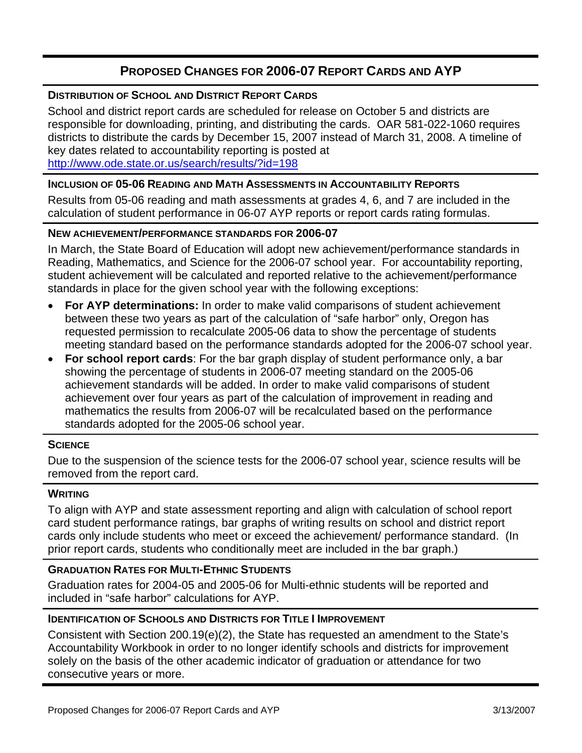# PROPOSED CHANGES FOR 2006-07 REPORT CARDS AND AYP

## DISTRIBUTION OF SCHOOL AND DISTRICT REPORT CARDS

School and district report cards are scheduled for release on October 5 and districts are responsible for downloading, printing, and distributing the cards. OAR 581-022-1060 requires districts to distribute the cards by December 15, 2007 instead of March 31, 2008. A timeline of key dates related to accountability reporting is posted at http://www.ode.state.or.us/search/results/?id=198

## INCLUSION OF 05-06 READING AND MATH ASSESSMENTS IN ACCOUNTABILITY REPORTS

Results from 05-06 reading and math assessments at grades 4, 6, and 7 are included in the calculation of student performance in 06-07 AYP reports or report cards rating formulas.

## NEW ACHIEVEMENT/PERFORMANCE STANDARDS FOR 2006-07

In March, the State Board of Education will adopt new achievement/performance standards in Reading, Mathematics, and Science for the 2006-07 school year. For accountability reporting, student achievement will be calculated and reported relative to the achievement/performance standards in place for the given school year with the following exceptions:

- **For AYP determinations:** In order to make valid comparisons of student achievement between these two years as part of the calculation of "safe harbor" only, Oregon has requested permission to recalculate 2005-06 data to show the percentage of students meeting standard based on the performance standards adopted for the 2006-07 school year.
- **For school report cards**: For the bar graph display of student performance only, a bar showing the percentage of students in 2006-07 meeting standard on the 2005-06 achievement standards will be added. In order to make valid comparisons of student achievement over four years as part of the calculation of improvement in reading and mathematics the results from 2006-07 will be recalculated based on the performance standards adopted for the 2005-06 school year.

## SCIENCE

Due to the suspension of the science tests for the 2006-07 school year, science results will be removed from the report card.

## WRITING

To align with AYP and state assessment reporting and align with calculation of school report card student performance ratings, bar graphs of writing results on school and district report cards only include students who meet or exceed the achievement/ performance standard. (In prior report cards, students who conditionally meet are included in the bar graph.)

## GRADUATION RATES FOR MULTI-ETHNIC STUDENTS

Graduation rates for 2004-05 and 2005-06 for Multi-ethnic students will be reported and included in "safe harbor" calculations for AYP.

## IDENTIFICATION OF SCHOOLS AND DISTRICTS FOR TITLE I IMPROVEMENT

Consistent with Section 200.19(e)(2), the State has requested an amendment to the State's Accountability Workbook in order to no longer identify schools and districts for improvement solely on the basis of the other academic indicator of graduation or attendance for two consecutive years or more.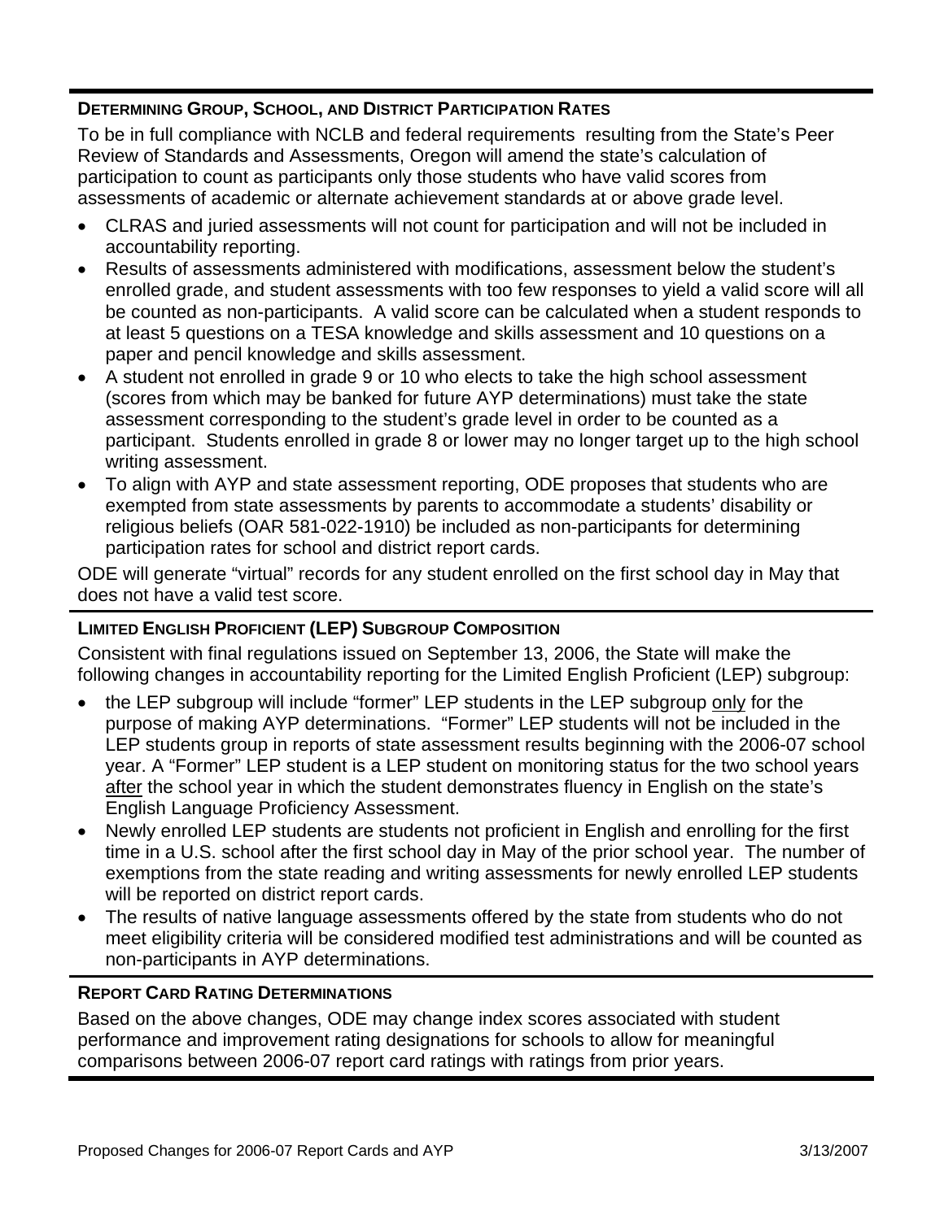### DETERMINING GROUP, SCHOOL, AND DISTRICT PARTICIPATION RATES

To be in full compliance with NCLB and federal requirements resulting from the State's Peer Review of Standards and Assessments, Oregon will amend the state's calculation of participation to count as participants only those students who have valid scores from assessments of academic or alternate achievement standards at or above grade level.

- CLRAS and juried assessments will not count for participation and will not be included in accountability reporting.
- Results of assessments administered with modifications, assessment below the student's enrolled grade, and student assessments with too few responses to yield a valid score will all be counted as non-participants. A valid score can be calculated when a student responds to at least 5 questions on a TESA knowledge and skills assessment and 10 questions on a paper and pencil knowledge and skills assessment.
- A student not enrolled in grade 9 or 10 who elects to take the high school assessment (scores from which may be banked for future AYP determinations) must take the state assessment corresponding to the student's grade level in order to be counted as a participant. Students enrolled in grade 8 or lower may no longer target up to the high school writing assessment.
- To align with AYP and state assessment reporting, ODE proposes that students who are exempted from state assessments by parents to accommodate a students' disability or religious beliefs (OAR 581-022-1910) be included as non-participants for determining participation rates for school and district report cards.

ODE will generate "virtual" records for any student enrolled on the first school day in May that does not have a valid test score.

### LIMITED ENGLISH PROFICIENT (LEP) SUBGROUP COMPOSITION

Consistent with final regulations issued on September 13, 2006, the State will make the following changes in accountability reporting for the Limited English Proficient (LEP) subgroup:

- the LEP subgroup will include "former" LEP students in the LEP subgroup only for the purpose of making AYP determinations. "Former" LEP students will not be included in the LEP students group in reports of state assessment results beginning with the 2006-07 school year. A "Former" LEP student is a LEP student on monitoring status for the two school years after the school year in which the student demonstrates fluency in English on the state's English Language Proficiency Assessment.
- Newly enrolled LEP students are students not proficient in English and enrolling for the first time in a U.S. school after the first school day in May of the prior school year. The number of exemptions from the state reading and writing assessments for newly enrolled LEP students will be reported on district report cards.
- The results of native language assessments offered by the state from students who do not meet eligibility criteria will be considered modified test administrations and will be counted as non-participants in AYP determinations.

### REPORT CARD RATING DETERMINATIONS

Based on the above changes, ODE may change index scores associated with student performance and improvement rating designations for schools to allow for meaningful comparisons between 2006-07 report card ratings with ratings from prior years.